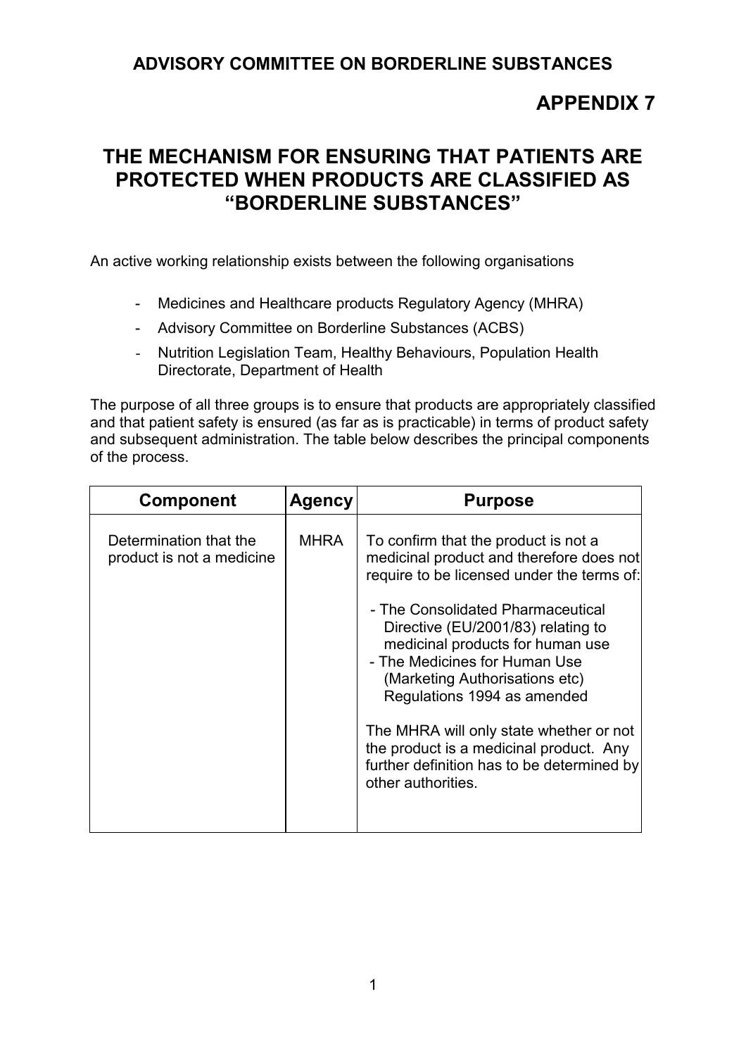**ADVISORY COMMITTEE ON BORDERLINE SUBSTANCES**

## APPENDIX 7

# THE MECHANISM FOR ENSURING THAT PATIENTS ARE PROTECTED WHEN PRODUCTS ARE CLASSIFIED AS "BORDERLINE SUBSTANCES"

An active working relationship exists between the following organisations

- Medicines and Healthcare products Regulatory Agency (MHRA)
- Advisory Committee on Borderline Substances (ACBS)
- Nutrition Legislation Team, Healthy Behaviours, Population Health Directorate, Department of Health

The purpose of all three groups is to ensure that products are appropriately classified and that patient safety is ensured (as far as is practicable) in terms of product safety and subsequent administration. The table below describes the principal components of the process.

| Component | Agency | Purpose |
|---|---|---|
| Determination that the product is not a medicine | MHRA | To confirm that the product is not a medicinal product and therefore does not require to be licensed under the terms of:<br><br>- The Consolidated Pharmaceutical Directive (EU/2001/83) relating to medicinal products for human use<br>- The Medicines for Human Use (Marketing Authorisations etc) Regulations 1994 as amended<br><br>The MHRA will only state whether or not the product is a medicinal product. Any further definition has to be determined by other authorities. |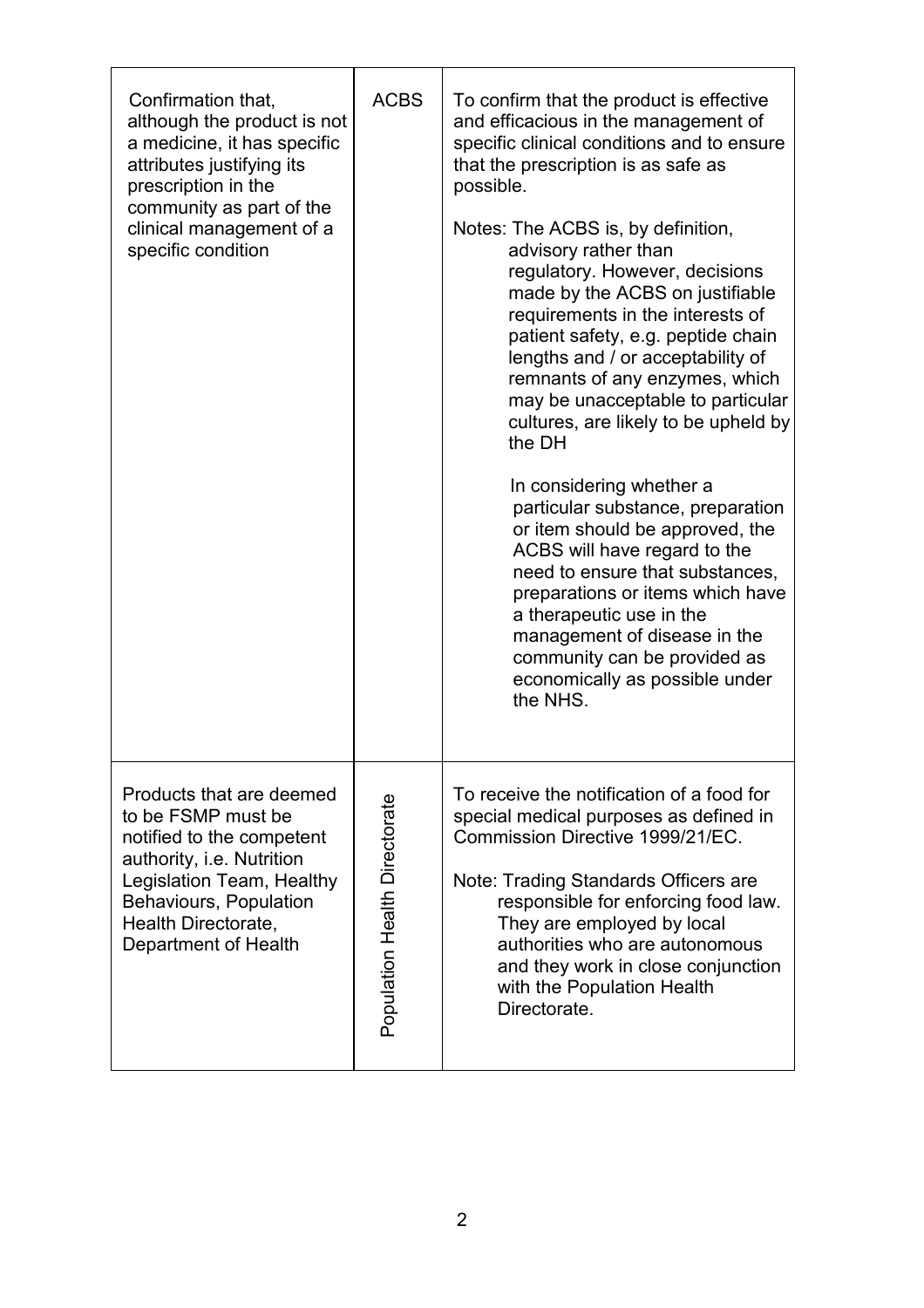| | | |
|---|---|---|
| Confirmation that, although the product is not a medicine, it has specific attributes justifying its prescription in the community as part of the clinical management of a specific condition | ACBS | To confirm that the product is effective and efficacious in the management of specific clinical conditions and to ensure that the prescription is as safe as possible.<br><br>Notes: The ACBS is, by definition, advisory rather than regulatory. However, decisions made by the ACBS on justifiable requirements in the interests of patient safety, e.g. peptide chain lengths and / or acceptability of remnants of any enzymes, which may be unacceptable to particular cultures, are likely to be upheld by the DH<br><br>In considering whether a particular substance, preparation or item should be approved, the ACBS will have regard to the need to ensure that substances, preparations or items which have a therapeutic use in the management of disease in the community can be provided as economically as possible under the NHS. |
| Products that are deemed to be FSMP must be notified to the competent authority, i.e. Nutrition Legislation Team, Healthy Behaviours, Population Health Directorate, Department of Health | Population Health Directorate | To receive the notification of a food for special medical purposes as defined in Commission Directive 1999/21/EC.<br><br>Note: Trading Standards Officers are responsible for enforcing food law. They are employed by local authorities who are autonomous and they work in close conjunction with the Population Health Directorate. |